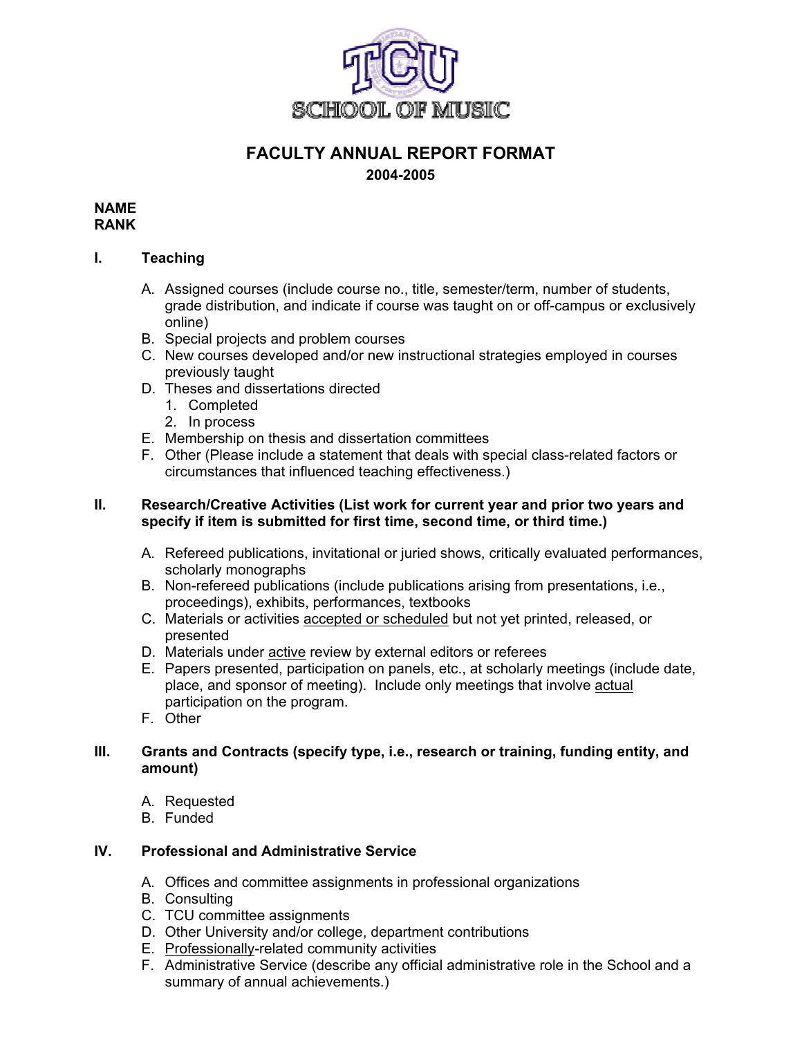TCU SCHOOL OF MUSIC

# FACULTY ANNUAL REPORT FORMAT

**2004-2005**

**NAME**
**RANK**

## I. Teaching

A. Assigned courses (include course no., title, semester/term, number of students, grade distribution, and indicate if course was taught on or off-campus or exclusively online)
B. Special projects and problem courses
C. New courses developed and/or new instructional strategies employed in courses previously taught
D. Theses and dissertations directed
   1. Completed
   2. In process
E. Membership on thesis and dissertation committees
F. Other (Please include a statement that deals with special class-related factors or circumstances that influenced teaching effectiveness.)

## II. Research/Creative Activities (List work for current year and prior two years and specify if item is submitted for first time, second time, or third time.)

A. Refereed publications, invitational or juried shows, critically evaluated performances, scholarly monographs
B. Non-refereed publications (include publications arising from presentations, i.e., proceedings), exhibits, performances, textbooks
C. Materials or activities accepted or scheduled but not yet printed, released, or presented
D. Materials under active review by external editors or referees
E. Papers presented, participation on panels, etc., at scholarly meetings (include date, place, and sponsor of meeting). Include only meetings that involve actual participation on the program.
F. Other

## III. Grants and Contracts (specify type, i.e., research or training, funding entity, and amount)

A. Requested
B. Funded

## IV. Professional and Administrative Service

A. Offices and committee assignments in professional organizations
B. Consulting
C. TCU committee assignments
D. Other University and/or college, department contributions
E. Professionally-related community activities
F. Administrative Service (describe any official administrative role in the School and a summary of annual achievements.)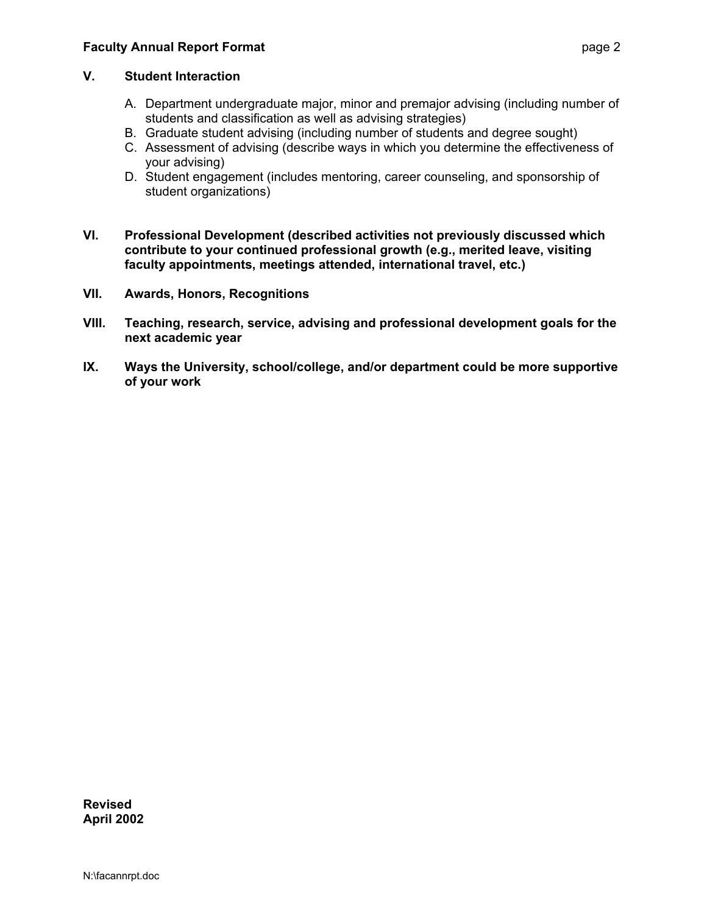## V. Student Interaction

A. Department undergraduate major, minor and premajor advising (including number of students and classification as well as advising strategies)
B. Graduate student advising (including number of students and degree sought)
C. Assessment of advising (describe ways in which you determine the effectiveness of your advising)
D. Student engagement (includes mentoring, career counseling, and sponsorship of student organizations)

## VI. Professional Development (described activities not previously discussed which contribute to your continued professional growth (e.g., merited leave, visiting faculty appointments, meetings attended, international travel, etc.)

## VII. Awards, Honors, Recognitions

## VIII. Teaching, research, service, advising and professional development goals for the next academic year

## IX. Ways the University, school/college, and/or department could be more supportive of your work

**Revised**
**April 2002**

N:\facannrpt.doc